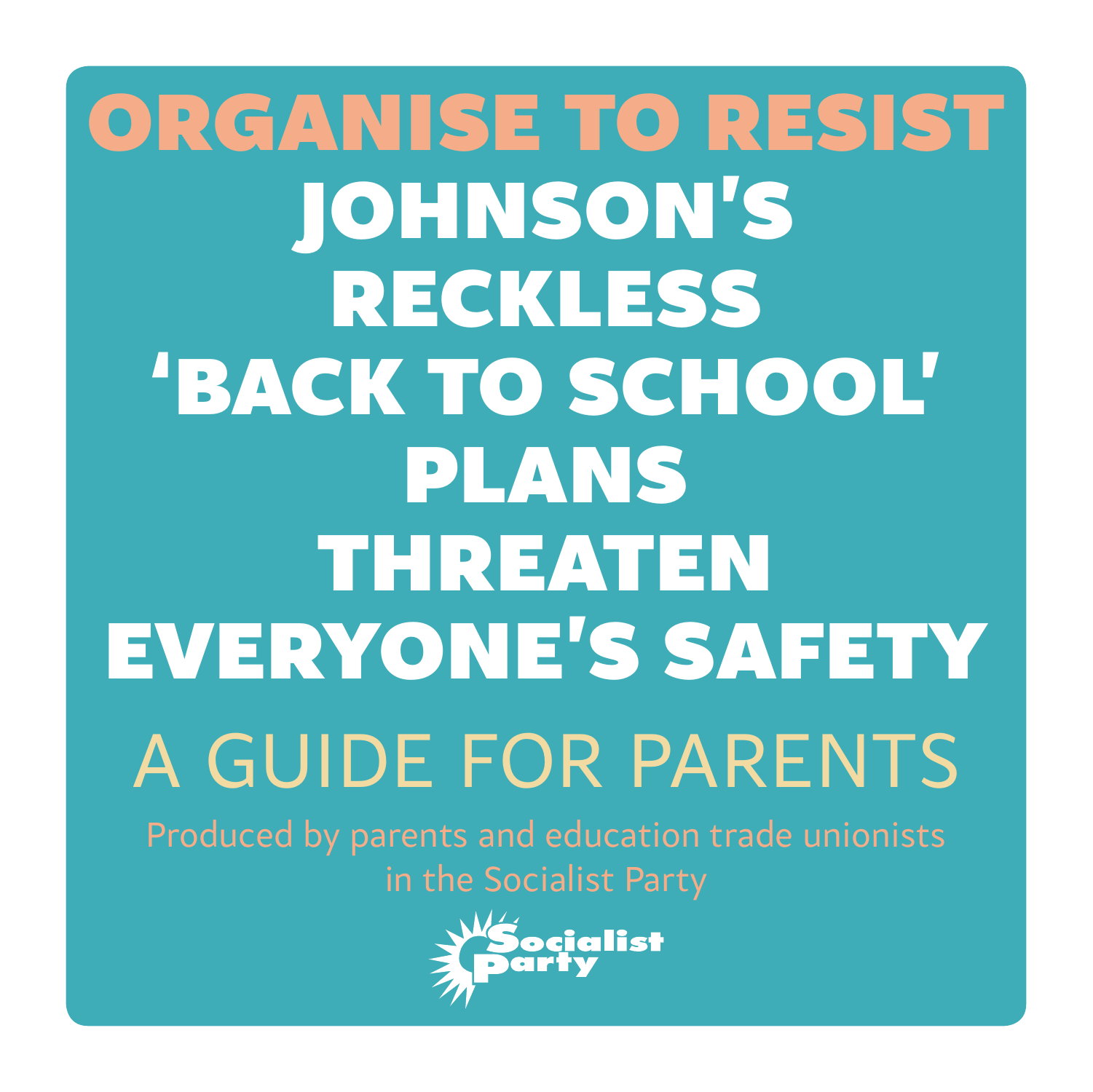# ORGANISE TO RESIST

# JOHNSON'S RECKLESS 'BACK TO SCHOOL' PLANS THREATEN EVERYONE'S SAFETY

## A GUIDE FOR PARENTS

Produced by parents and education trade unionists in the Socialist Party

Socialist Party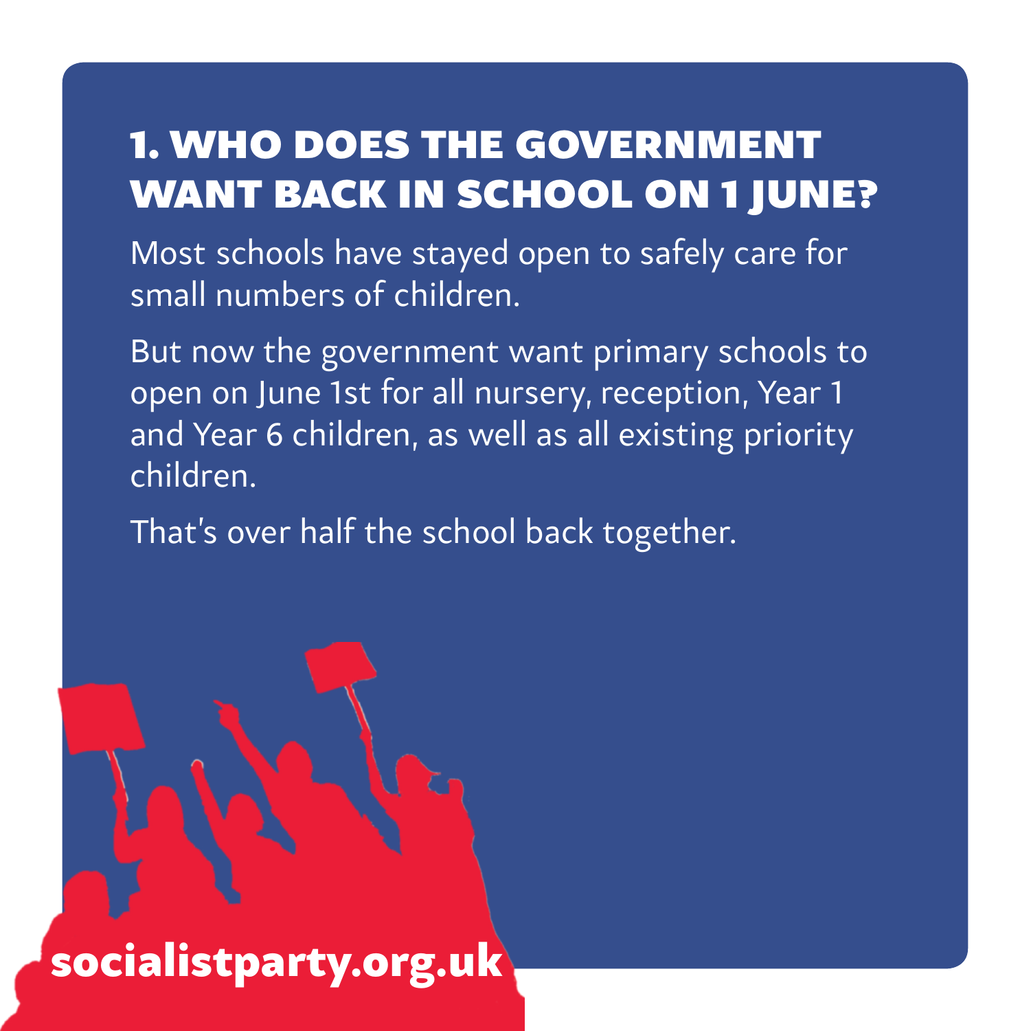## 1. WHO DOES THE GOVERNMENT WANT BACK IN SCHOOL ON 1 JUNE?

Most schools have stayed open to safely care for small numbers of children.

But now the government want primary schools to open on June 1st for all nursery, reception, Year 1 and Year 6 children, as well as all existing priority children.

That's over half the school back together.

**socialistparty.org.uk**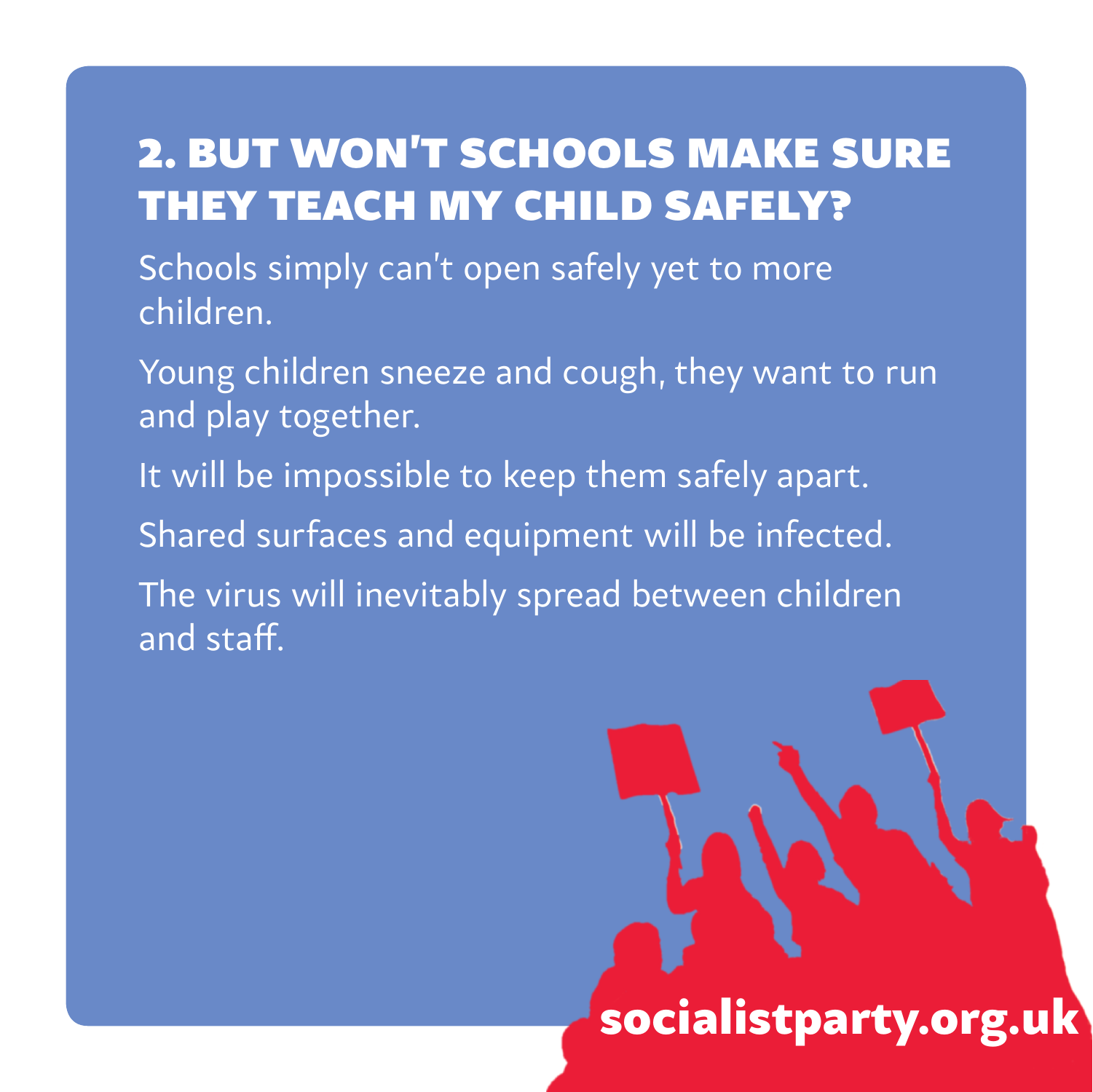## 2. BUT WON'T SCHOOLS MAKE SURE THEY TEACH MY CHILD SAFELY?

Schools simply can't open safely yet to more children.

Young children sneeze and cough, they want to run and play together.

It will be impossible to keep them safely apart.

Shared surfaces and equipment will be infected.

The virus will inevitably spread between children and staff.

**socialistparty.org.uk**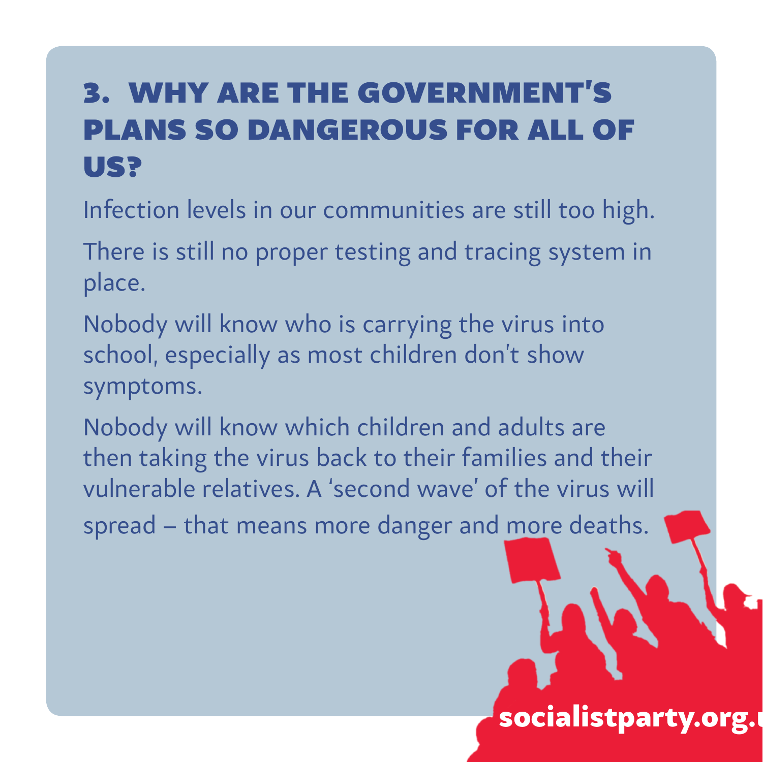## 3. WHY ARE THE GOVERNMENT'S PLANS SO DANGEROUS FOR ALL OF US?

Infection levels in our communities are still too high.

There is still no proper testing and tracing system in place.

Nobody will know who is carrying the virus into school, especially as most children don't show symptoms.

Nobody will know which children and adults are then taking the virus back to their families and their vulnerable relatives. A 'second wave' of the virus will spread – that means more danger and more deaths.

socialistparty.org.uk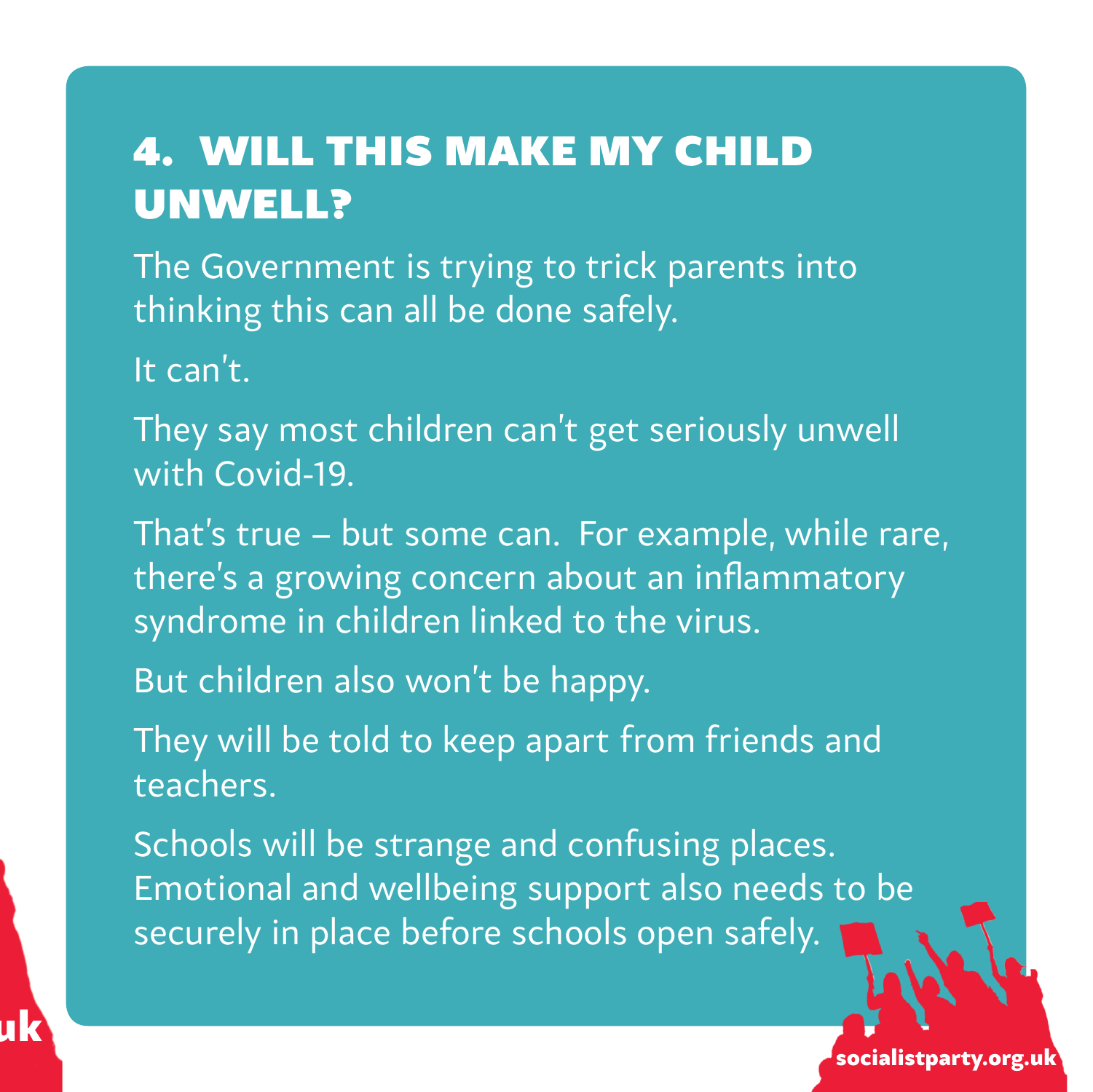## 4. WILL THIS MAKE MY CHILD UNWELL?

The Government is trying to trick parents into thinking this can all be done safely.

It can't.

They say most children can't get seriously unwell with Covid-19.

That's true – but some can. For example, while rare, there's a growing concern about an inflammatory syndrome in children linked to the virus.

But children also won't be happy.

They will be told to keep apart from friends and teachers.

Schools will be strange and confusing places. Emotional and wellbeing support also needs to be securely in place before schools open safely.

socialistparty.org.uk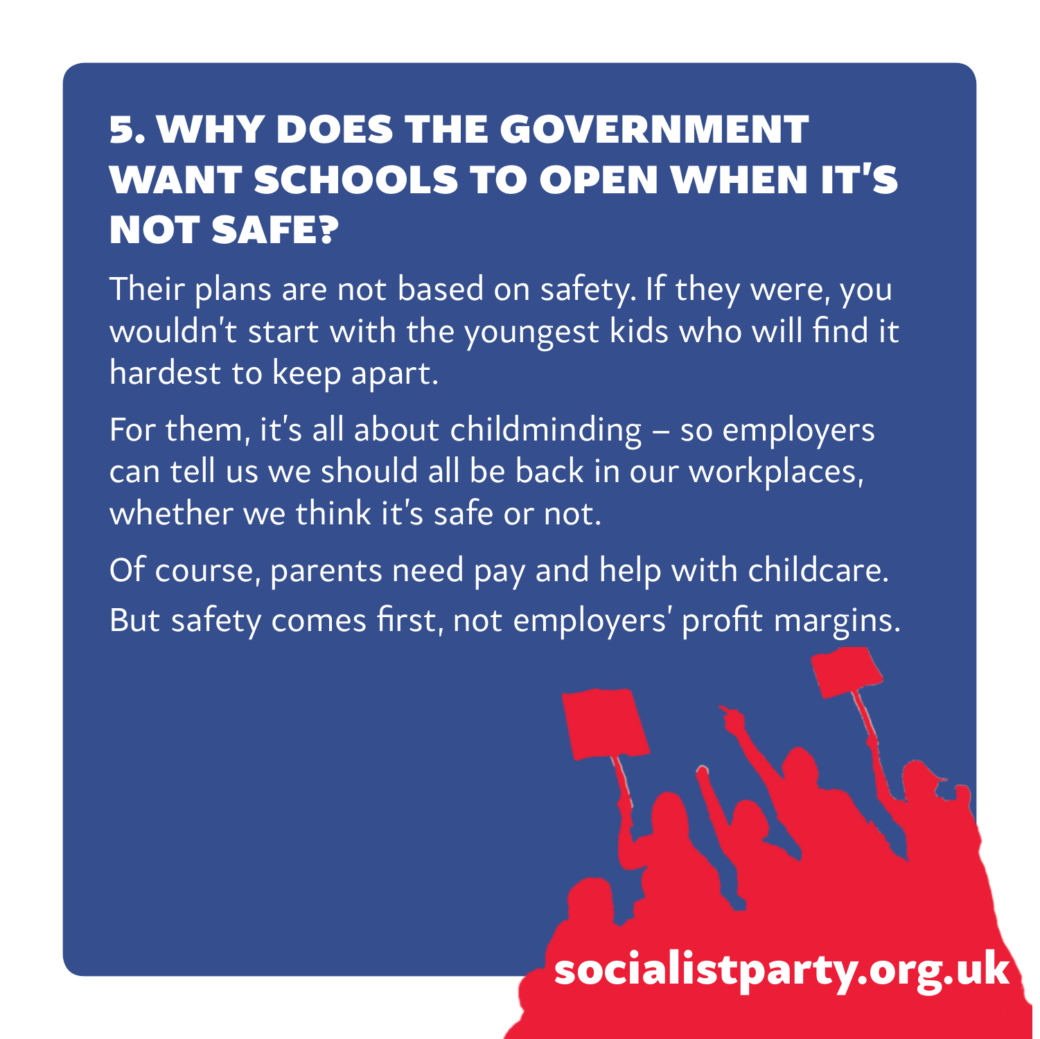## 5. WHY DOES THE GOVERNMENT WANT SCHOOLS TO OPEN WHEN IT'S NOT SAFE?

Their plans are not based on safety. If they were, you wouldn't start with the youngest kids who will find it hardest to keep apart.

For them, it's all about childminding – so employers can tell us we should all be back in our workplaces, whether we think it's safe or not.

Of course, parents need pay and help with childcare. But safety comes first, not employers' profit margins.

socialistparty.org.uk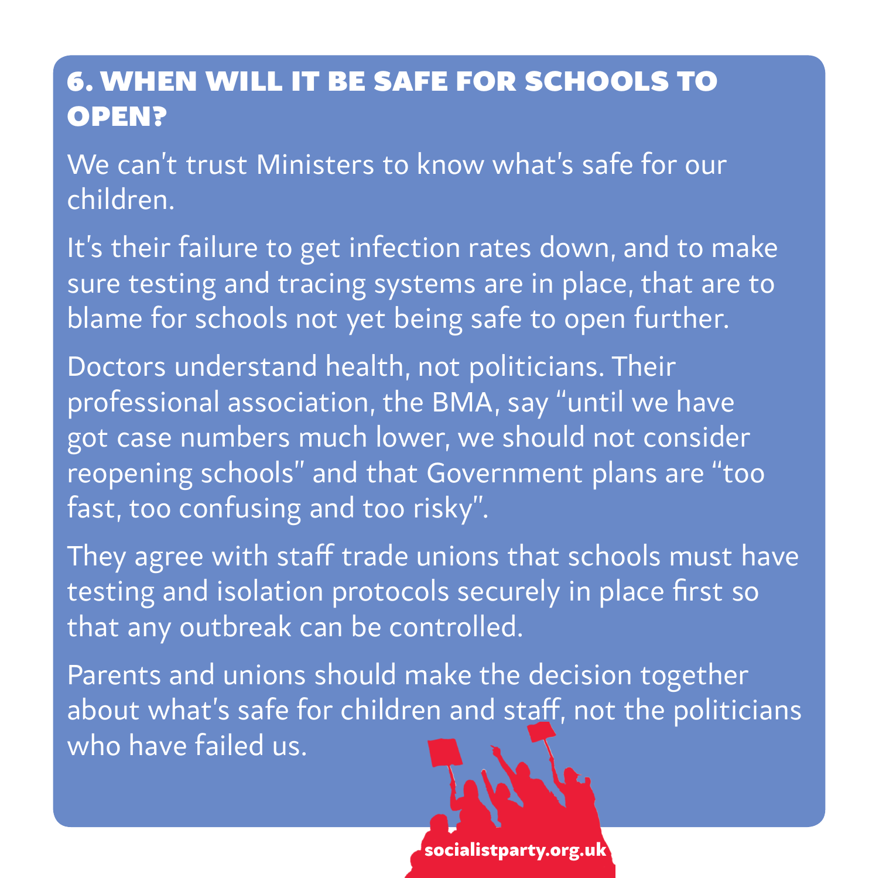## 6. WHEN WILL IT BE SAFE FOR SCHOOLS TO OPEN?

We can't trust Ministers to know what's safe for our children.

It's their failure to get infection rates down, and to make sure testing and tracing systems are in place, that are to blame for schools not yet being safe to open further.

Doctors understand health, not politicians. Their professional association, the BMA, say "until we have got case numbers much lower, we should not consider reopening schools" and that Government plans are "too fast, too confusing and too risky".

They agree with staff trade unions that schools must have testing and isolation protocols securely in place first so that any outbreak can be controlled.

Parents and unions should make the decision together about what's safe for children and staff, not the politicians who have failed us.

socialistparty.org.uk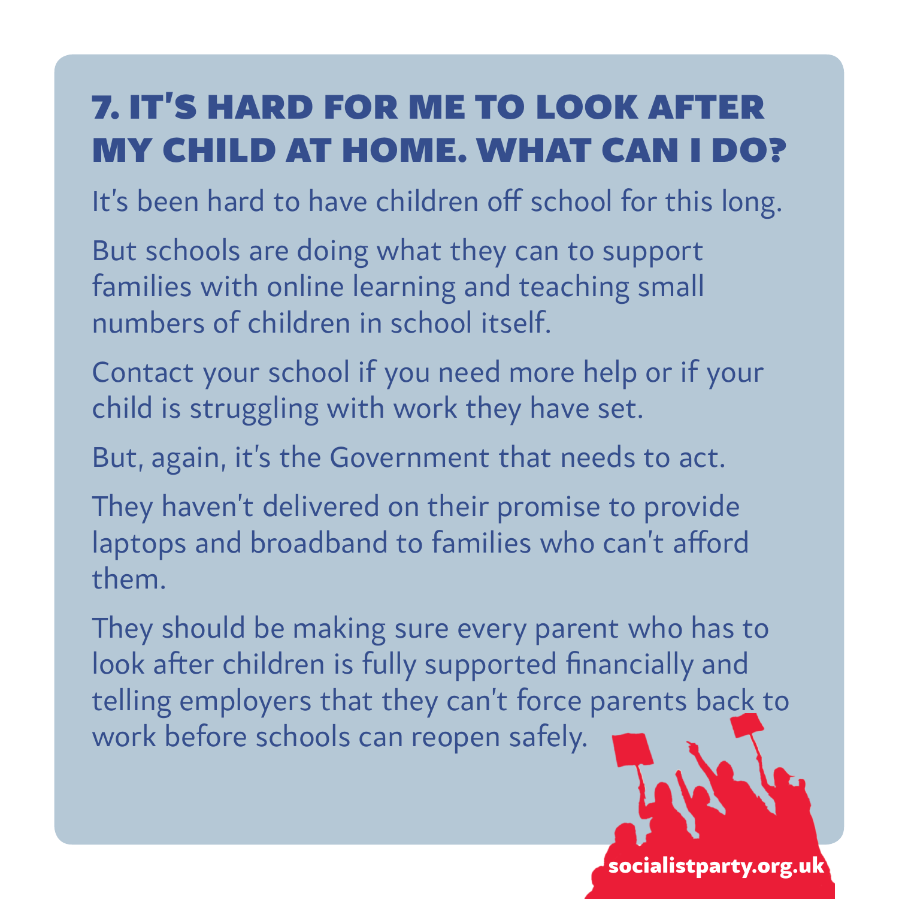## 7. IT'S HARD FOR ME TO LOOK AFTER MY CHILD AT HOME. WHAT CAN I DO?

It's been hard to have children off school for this long.

But schools are doing what they can to support families with online learning and teaching small numbers of children in school itself.

Contact your school if you need more help or if your child is struggling with work they have set.

But, again, it's the Government that needs to act.

They haven't delivered on their promise to provide laptops and broadband to families who can't afford them.

They should be making sure every parent who has to look after children is fully supported financially and telling employers that they can't force parents back to work before schools can reopen safely.

socialistparty.org.uk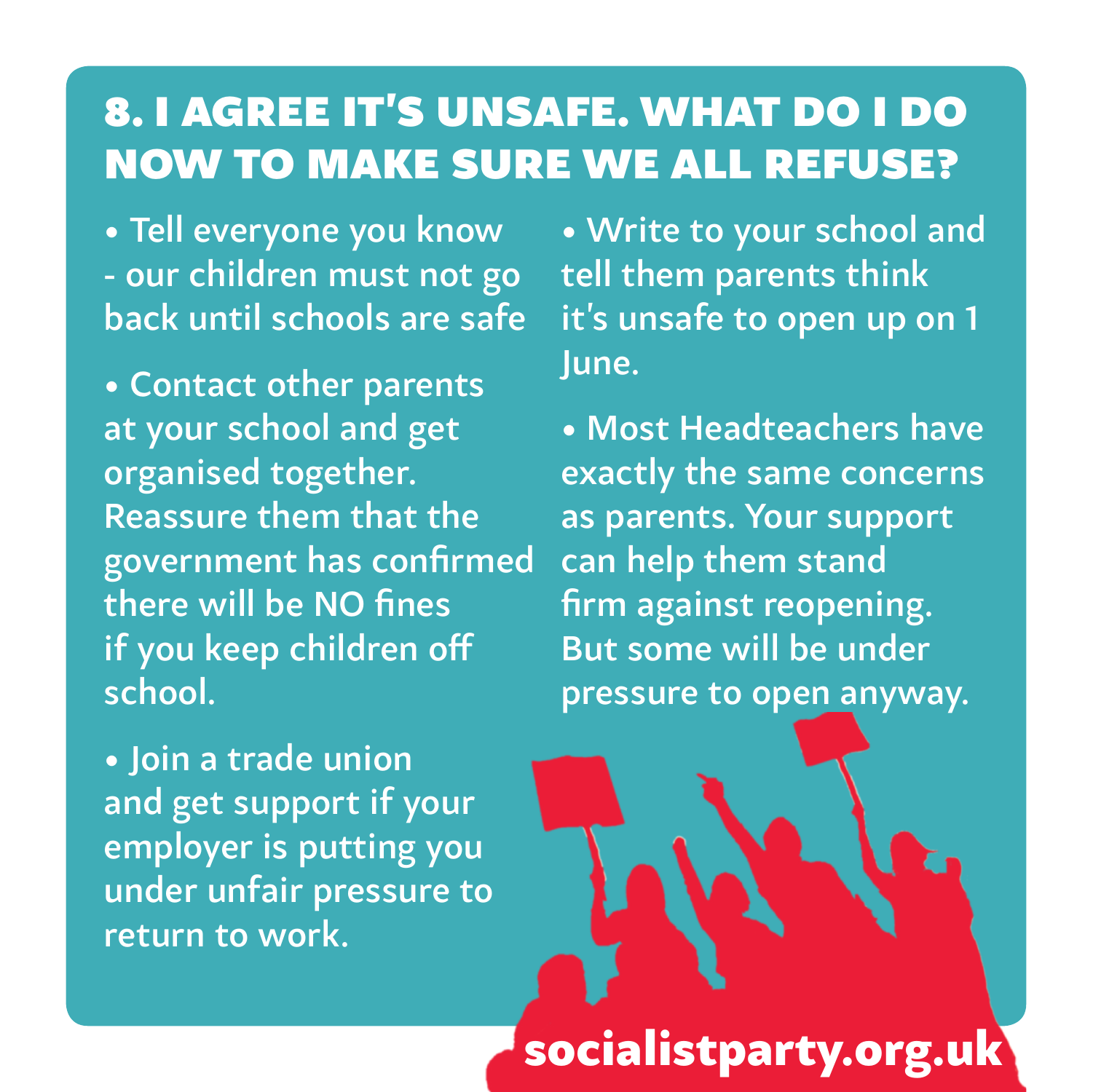## 8. I AGREE IT'S UNSAFE. WHAT DO I DO NOW TO MAKE SURE WE ALL REFUSE?

- Tell everyone you know - our children must not go back until schools are safe

- Contact other parents at your school and get organised together. Reassure them that the government has confirmed there will be NO fines if you keep children off school.

- Join a trade union and get support if your employer is putting you under unfair pressure to return to work.

- Write to your school and tell them parents think it's unsafe to open up on 1 June.

- Most Headteachers have exactly the same concerns as parents. Your support can help them stand firm against reopening. But some will be under pressure to open anyway.

**socialistparty.org.uk**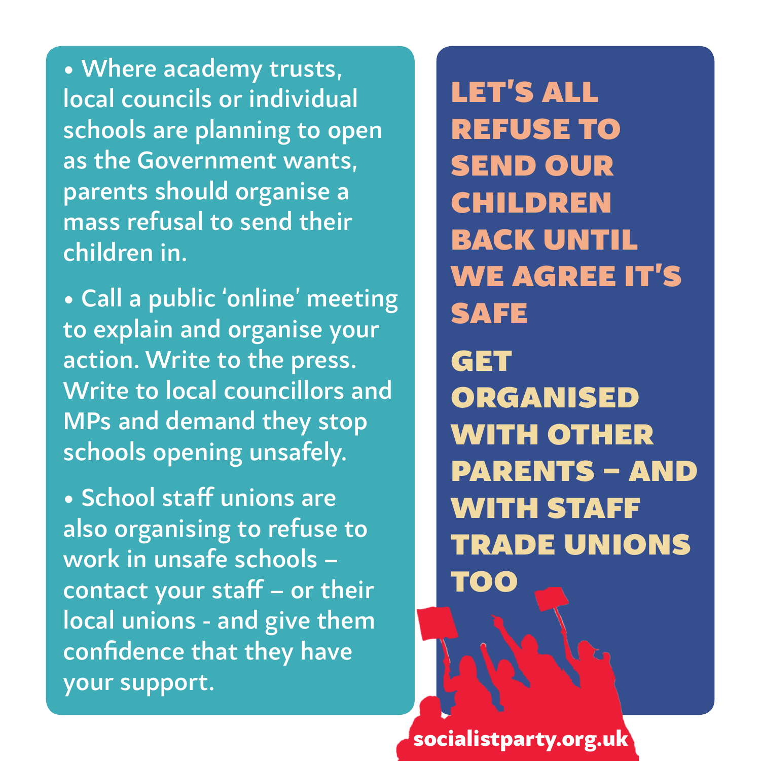- Where academy trusts, local councils or individual schools are planning to open as the Government wants, parents should organise a mass refusal to send their children in.
- Call a public 'online' meeting to explain and organise your action. Write to the press. Write to local councillors and MPs and demand they stop schools opening unsafely.
- School staff unions are also organising to refuse to work in unsafe schools – contact your staff – or their local unions - and give them confidence that they have your support.

**LET'S ALL REFUSE TO SEND OUR CHILDREN BACK UNTIL WE AGREE IT'S SAFE**

**GET ORGANISED WITH OTHER PARENTS – AND WITH STAFF TRADE UNIONS TOO**

socialistparty.org.uk